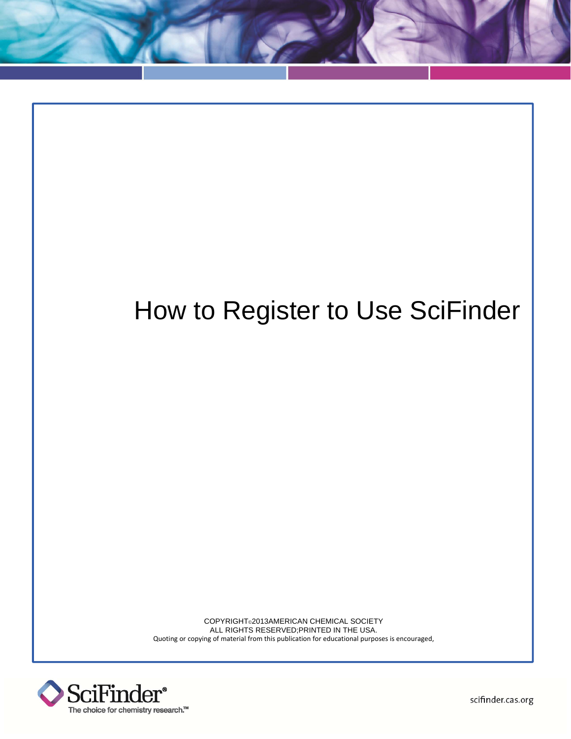# How to Register to Use SciFinder

COPYRIGHT©2013AMERICAN CHEMICAL SOCIETY
ALL RIGHTS RESERVED;PRINTED IN THE USA.
Quoting or copying of material from this publication for educational purposes is encouraged,

SciFinder®
The choice for chemistry research.™

scifinder.cas.org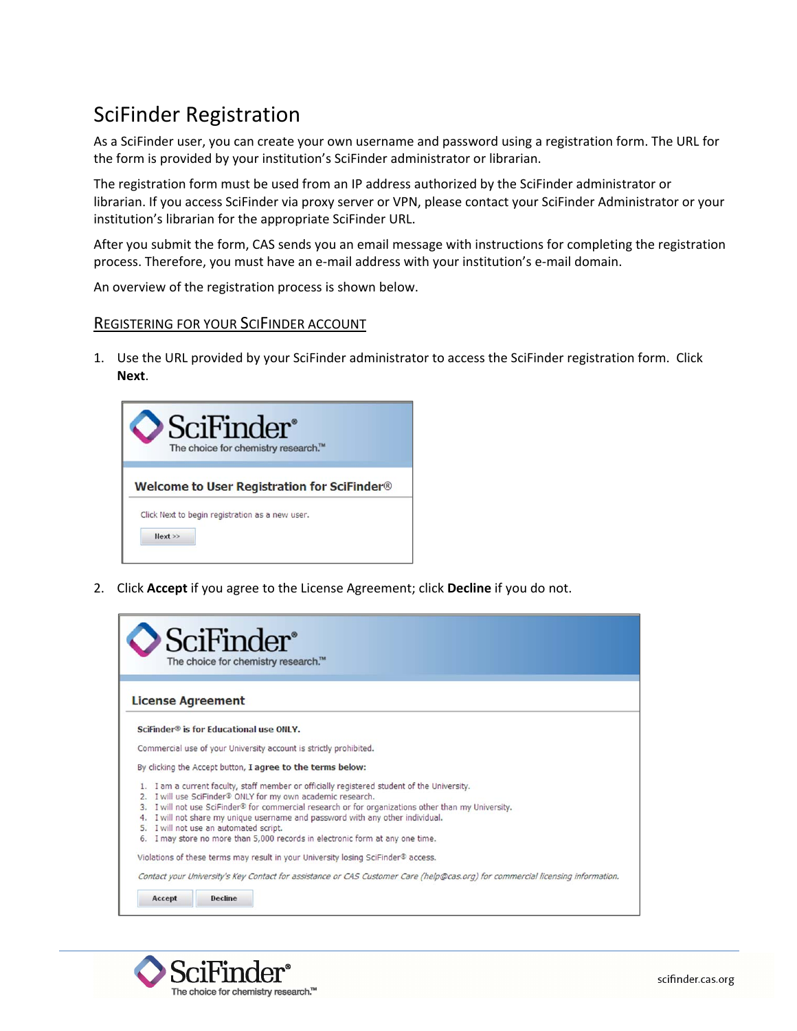# SciFinder Registration

As a SciFinder user, you can create your own username and password using a registration form. The URL for the form is provided by your institution's SciFinder administrator or librarian.

The registration form must be used from an IP address authorized by the SciFinder administrator or librarian. If you access SciFinder via proxy server or VPN, please contact your SciFinder Administrator or your institution's librarian for the appropriate SciFinder URL.

After you submit the form, CAS sends you an email message with instructions for completing the registration process. Therefore, you must have an e-mail address with your institution's e-mail domain.

An overview of the registration process is shown below.

## REGISTERING FOR YOUR SCIFINDER ACCOUNT

1. Use the URL provided by your SciFinder administrator to access the SciFinder registration form. Click **Next**.

   SciFinder®
   The choice for chemistry research.™

   **Welcome to User Registration for SciFinder®**

   Click Next to begin registration as a new user.

   Next >>

2. Click **Accept** if you agree to the License Agreement; click **Decline** if you do not.

   SciFinder®
   The choice for chemistry research.™

   **License Agreement**

   **SciFinder® is for Educational use ONLY.**

   Commercial use of your University account is strictly prohibited.

   By clicking the Accept button, **I agree to the terms below:**

   1. I am a current faculty, staff member or officially registered student of the University.
   2. I will use SciFinder® ONLY for my own academic research.
   3. I will not use SciFinder® for commercial research or for organizations other than my University.
   4. I will not share my unique username and password with any other individual.
   5. I will not use an automated script.
   6. I may store no more than 5,000 records in electronic form at any one time.

   Violations of these terms may result in your University losing SciFinder® access.

   *Contact your University's Key Contact for assistance or CAS Customer Care (help@cas.org) for commercial licensing information.*

   Accept | Decline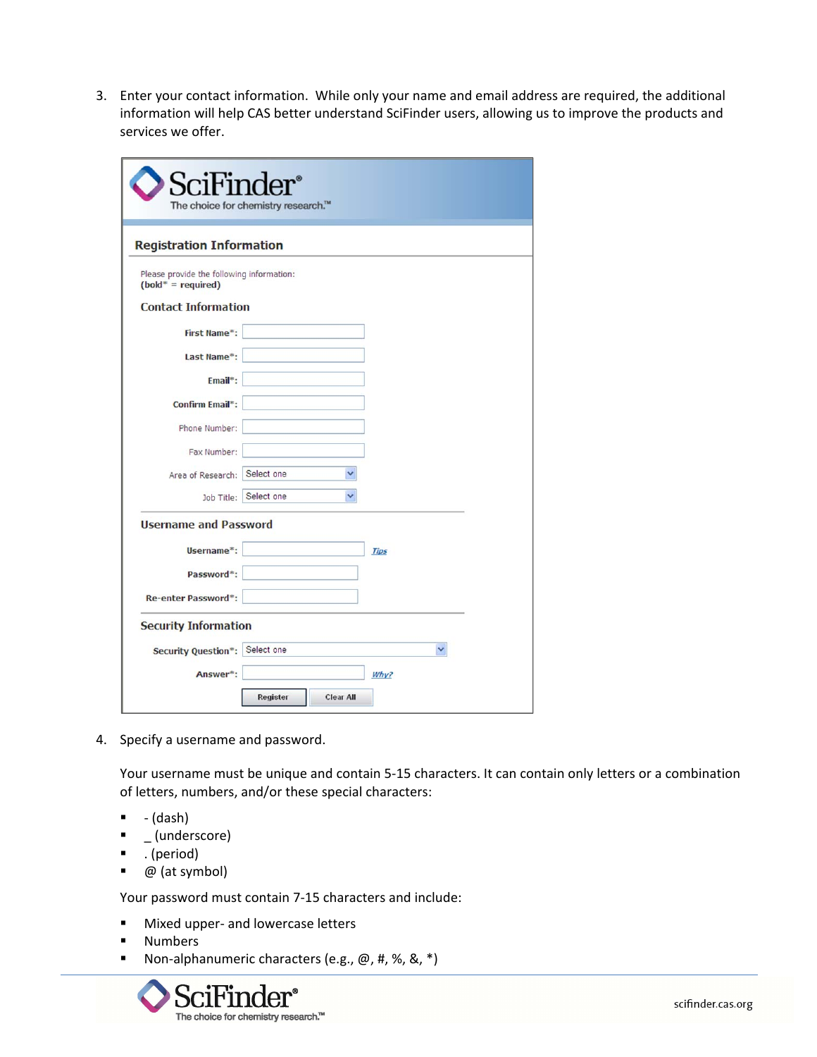3. Enter your contact information. While only your name and email address are required, the additional information will help CAS better understand SciFinder users, allowing us to improve the products and services we offer.

4. Specify a username and password.

   Your username must be unique and contain 5-15 characters. It can contain only letters or a combination of letters, numbers, and/or these special characters:

   - - (dash)
   - _ (underscore)
   - . (period)
   - @ (at symbol)

   Your password must contain 7-15 characters and include:

   - Mixed upper- and lowercase letters
   - Numbers
   - Non-alphanumeric characters (e.g., @, #, %, &, *)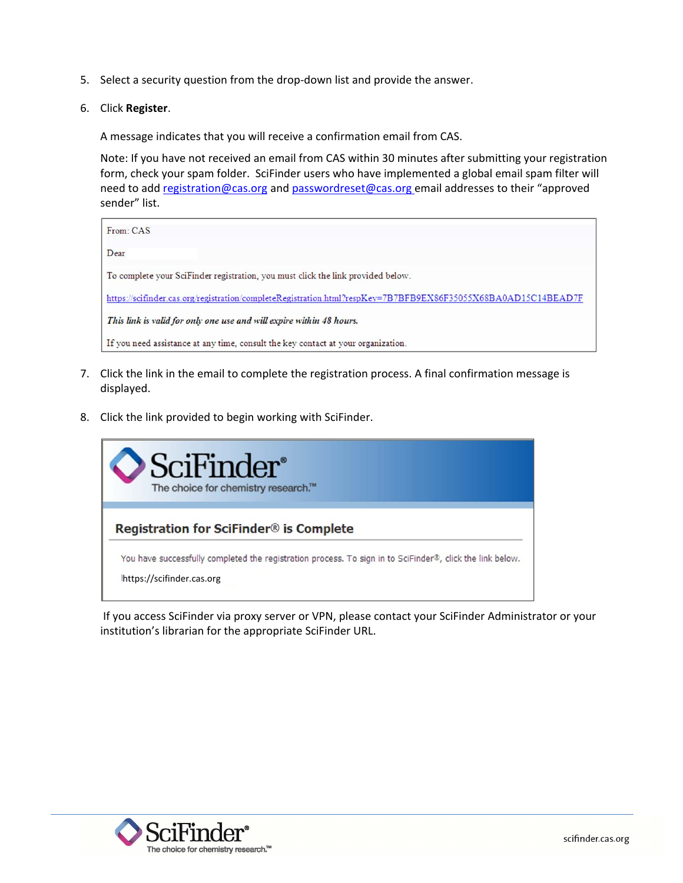5. Select a security question from the drop-down list and provide the answer.

6. Click **Register**.

   A message indicates that you will receive a confirmation email from CAS.

   Note: If you have not received an email from CAS within 30 minutes after submitting your registration form, check your spam folder. SciFinder users who have implemented a global email spam filter will need to add registration@cas.org and passwordreset@cas.org email addresses to their "approved sender" list.

   From: CAS

   Dear

   To complete your SciFinder registration, you must click the link provided below.

   https://scifinder.cas.org/registration/completeRegistration.html?respKey=7B7BFB9EX86F35055X68BA0AD15C14BEAD7F

   *This link is valid for only one use and will expire within 48 hours.*

   If you need assistance at any time, consult the key contact at your organization.

7. Click the link in the email to complete the registration process. A final confirmation message is displayed.

8. Click the link provided to begin working with SciFinder.

   SciFinder®
   The choice for chemistry research.™

   **Registration for SciFinder® is Complete**

   You have successfully completed the registration process. To sign in to SciFinder®, click the link below.

   https://scifinder.cas.org

   If you access SciFinder via proxy server or VPN, please contact your SciFinder Administrator or your institution's librarian for the appropriate SciFinder URL.